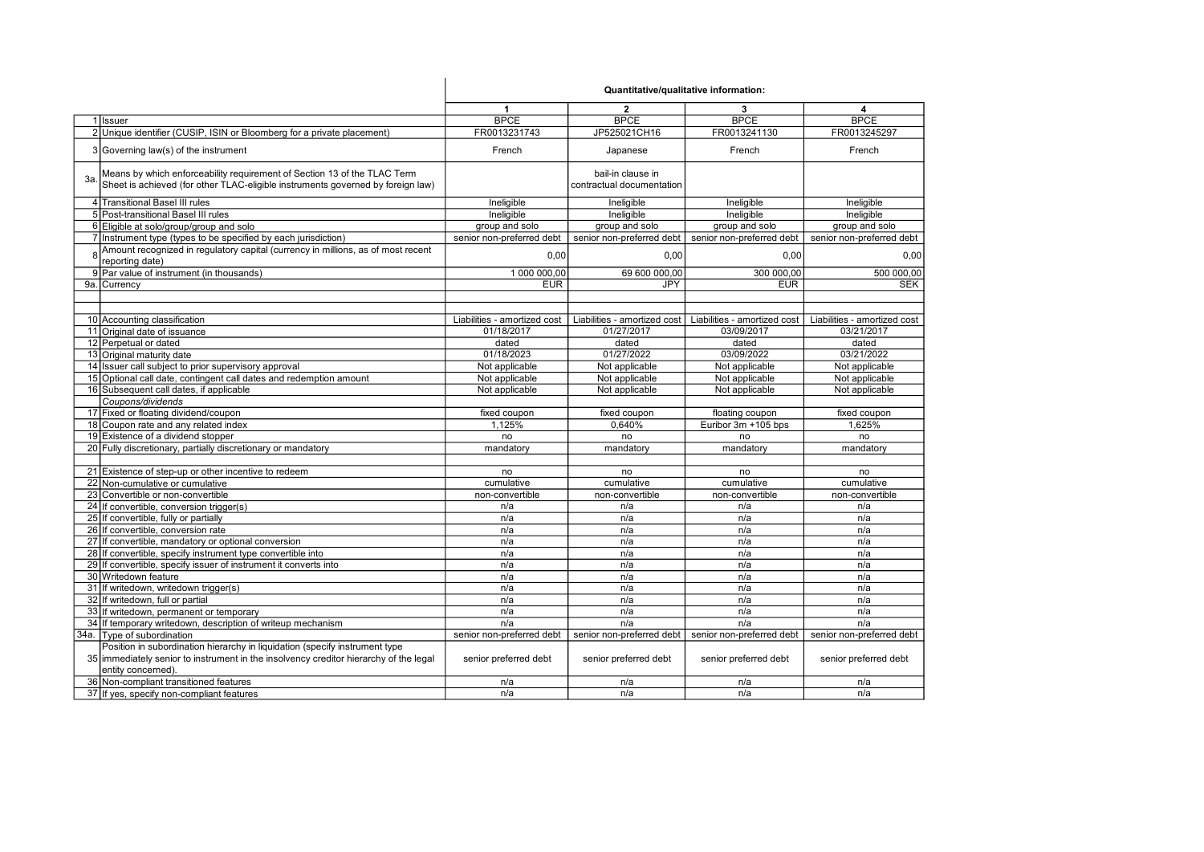| | | Quantitative/qualitative information: | | | |
|---|---|---|---|---|---|
| | | 1 | 2 | 3 | 4 |
| 1 | Issuer | BPCE | BPCE | BPCE | BPCE |
| 2 | Unique identifier (CUSIP, ISIN or Bloomberg for a private placement) | FR0013231743 | JP525021CH16 | FR0013241130 | FR0013245297 |
| 3 | Governing law(s) of the instrument | French | Japanese | French | French |
| 3a. | Means by which enforceability requirement of Section 13 of the TLAC Term Sheet is achieved (for other TLAC-eligible instruments governed by foreign law) | | bail-in clause in contractual documentation | | |
| 4 | Transitional Basel III rules | Ineligible | Ineligible | Ineligible | Ineligible |
| 5 | Post-transitional Basel III rules | Ineligible | Ineligible | Ineligible | Ineligible |
| 6 | Eligible at solo/group/group and solo | group and solo | group and solo | group and solo | group and solo |
| 7 | Instrument type (types to be specified by each jurisdiction) | senior non-preferred debt | senior non-preferred debt | senior non-preferred debt | senior non-preferred debt |
| 8 | Amount recognized in regulatory capital (currency in millions, as of most recent reporting date) | 0,00 | 0,00 | 0,00 | 0,00 |
| 9 | Par value of instrument (in thousands) | 1 000 000,00 | 69 600 000,00 | 300 000,00 | 500 000,00 |
| 9a. | Currency | EUR | JPY | EUR | SEK |
| | | | | | |
| | | | | | |
| 10 | Accounting classification | Liabilities - amortized cost | Liabilities - amortized cost | Liabilities - amortized cost | Liabilities - amortized cost |
| 11 | Original date of issuance | 01/18/2017 | 01/27/2017 | 03/09/2017 | 03/21/2017 |
| 12 | Perpetual or dated | dated | dated | dated | dated |
| 13 | Original maturity date | 01/18/2023 | 01/27/2022 | 03/09/2022 | 03/21/2022 |
| 14 | Issuer call subject to prior supervisory approval | Not applicable | Not applicable | Not applicable | Not applicable |
| 15 | Optional call date, contingent call dates and redemption amount | Not applicable | Not applicable | Not applicable | Not applicable |
| 16 | Subsequent call dates, if applicable | Not applicable | Not applicable | Not applicable | Not applicable |
| | *Coupons/dividends* | | | | |
| 17 | Fixed or floating dividend/coupon | fixed coupon | fixed coupon | floating coupon | fixed coupon |
| 18 | Coupon rate and any related index | 1,125% | 0,640% | Euribor 3m +105 bps | 1,625% |
| 19 | Existence of a dividend stopper | no | no | no | no |
| 20 | Fully discretionary, partially discretionary or mandatory | mandatory | mandatory | mandatory | mandatory |
| | | | | | |
| 21 | Existence of step-up or other incentive to redeem | no | no | no | no |
| 22 | Non-cumulative or cumulative | cumulative | cumulative | cumulative | cumulative |
| 23 | Convertible or non-convertible | non-convertible | non-convertible | non-convertible | non-convertible |
| 24 | If convertible, conversion trigger(s) | n/a | n/a | n/a | n/a |
| 25 | If convertible, fully or partially | n/a | n/a | n/a | n/a |
| 26 | If convertible, conversion rate | n/a | n/a | n/a | n/a |
| 27 | If convertible, mandatory or optional conversion | n/a | n/a | n/a | n/a |
| 28 | If convertible, specify instrument type convertible into | n/a | n/a | n/a | n/a |
| 29 | If convertible, specify issuer of instrument it converts into | n/a | n/a | n/a | n/a |
| 30 | Writedown feature | n/a | n/a | n/a | n/a |
| 31 | If writedown, writedown trigger(s) | n/a | n/a | n/a | n/a |
| 32 | If writedown, full or partial | n/a | n/a | n/a | n/a |
| 33 | If writedown, permanent or temporary | n/a | n/a | n/a | n/a |
| 34 | If temporary writedown, description of writeup mechanism | n/a | n/a | n/a | n/a |
| 34a. | Type of subordination | senior non-preferred debt | senior non-preferred debt | senior non-preferred debt | senior non-preferred debt |
| 35 | Position in subordination hierarchy in liquidation (specify instrument type immediately senior to instrument in the insolvency creditor hierarchy of the legal entity concerned). | senior preferred debt | senior preferred debt | senior preferred debt | senior preferred debt |
| 36 | Non-compliant transitioned features | n/a | n/a | n/a | n/a |
| 37 | If yes, specify non-compliant features | n/a | n/a | n/a | n/a |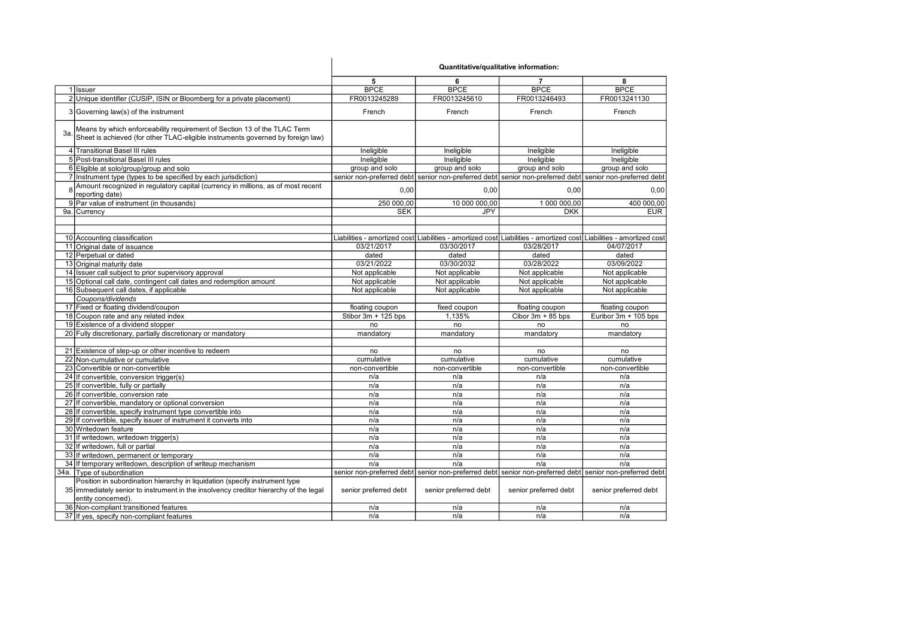| | | Quantitative/qualitative information: | | | |
|---|---|---|---|---|---|
| | | 5 | 6 | 7 | 8 |
| 1 | Issuer | BPCE | BPCE | BPCE | BPCE |
| 2 | Unique identifier (CUSIP, ISIN or Bloomberg for a private placement) | FR0013245289 | FR0013245610 | FR0013246493 | FR0013241130 |
| 3 | Governing law(s) of the instrument | French | French | French | French |
| 3a. | Means by which enforceability requirement of Section 13 of the TLAC Term Sheet is achieved (for other TLAC-eligible instruments governed by foreign law) | | | | |
| 4 | Transitional Basel III rules | Ineligible | Ineligible | Ineligible | Ineligible |
| 5 | Post-transitional Basel III rules | Ineligible | Ineligible | Ineligible | Ineligible |
| 6 | Eligible at solo/group/group and solo | group and solo | group and solo | group and solo | group and solo |
| 7 | Instrument type (types to be specified by each jurisdiction) | senior non-preferred debt | senior non-preferred debt | senior non-preferred debt | senior non-preferred debt |
| 8 | Amount recognized in regulatory capital (currency in millions, as of most recent reporting date) | 0,00 | 0,00 | 0,00 | 0,00 |
| 9 | Par value of instrument (in thousands) | 250 000,00 | 10 000 000,00 | 1 000 000,00 | 400 000,00 |
| 9a. | Currency | SEK | JPY | DKK | EUR |
| | | | | | |
| | | | | | |
| 10 | Accounting classification | Liabilities - amortized cost | Liabilities - amortized cost | Liabilities - amortized cost | Liabilities - amortized cost |
| 11 | Original date of issuance | 03/21/2017 | 03/30/2017 | 03/28/2017 | 04/07/2017 |
| 12 | Perpetual or dated | dated | dated | dated | dated |
| 13 | Original maturity date | 03/21/2022 | 03/30/2032 | 03/28/2022 | 03/09/2022 |
| 14 | Issuer call subject to prior supervisory approval | Not applicable | Not applicable | Not applicable | Not applicable |
| 15 | Optional call date, contingent call dates and redemption amount | Not applicable | Not applicable | Not applicable | Not applicable |
| 16 | Subsequent call dates, if applicable | Not applicable | Not applicable | Not applicable | Not applicable |
| | *Coupons/dividends* | | | | |
| 17 | Fixed or floating dividend/coupon | floating coupon | fixed coupon | floating coupon | floating coupon |
| 18 | Coupon rate and any related index | Stibor 3m + 125 bps | 1,135% | Cibor 3m + 85 bps | Euribor 3m + 105 bps |
| 19 | Existence of a dividend stopper | no | no | no | no |
| 20 | Fully discretionary, partially discretionary or mandatory | mandatory | mandatory | mandatory | mandatory |
| | | | | | |
| 21 | Existence of step-up or other incentive to redeem | no | no | no | no |
| 22 | Non-cumulative or cumulative | cumulative | cumulative | cumulative | cumulative |
| 23 | Convertible or non-convertible | non-convertible | non-convertible | non-convertible | non-convertible |
| 24 | If convertible, conversion trigger(s) | n/a | n/a | n/a | n/a |
| 25 | If convertible, fully or partially | n/a | n/a | n/a | n/a |
| 26 | If convertible, conversion rate | n/a | n/a | n/a | n/a |
| 27 | If convertible, mandatory or optional conversion | n/a | n/a | n/a | n/a |
| 28 | If convertible, specify instrument type convertible into | n/a | n/a | n/a | n/a |
| 29 | If convertible, specify issuer of instrument it converts into | n/a | n/a | n/a | n/a |
| 30 | Writedown feature | n/a | n/a | n/a | n/a |
| 31 | If writedown, writedown trigger(s) | n/a | n/a | n/a | n/a |
| 32 | If writedown, full or partial | n/a | n/a | n/a | n/a |
| 33 | If writedown, permanent or temporary | n/a | n/a | n/a | n/a |
| 34 | If temporary writedown, description of writeup mechanism | n/a | n/a | n/a | n/a |
| 34a. | Type of subordination | senior non-preferred debt | senior non-preferred debt | senior non-preferred debt | senior non-preferred debt |
| 35 | Position in subordination hierarchy in liquidation (specify instrument type immediately senior to instrument in the insolvency creditor hierarchy of the legal entity concerned). | senior preferred debt | senior preferred debt | senior preferred debt | senior preferred debt |
| 36 | Non-compliant transitioned features | n/a | n/a | n/a | n/a |
| 37 | If yes, specify non-compliant features | n/a | n/a | n/a | n/a |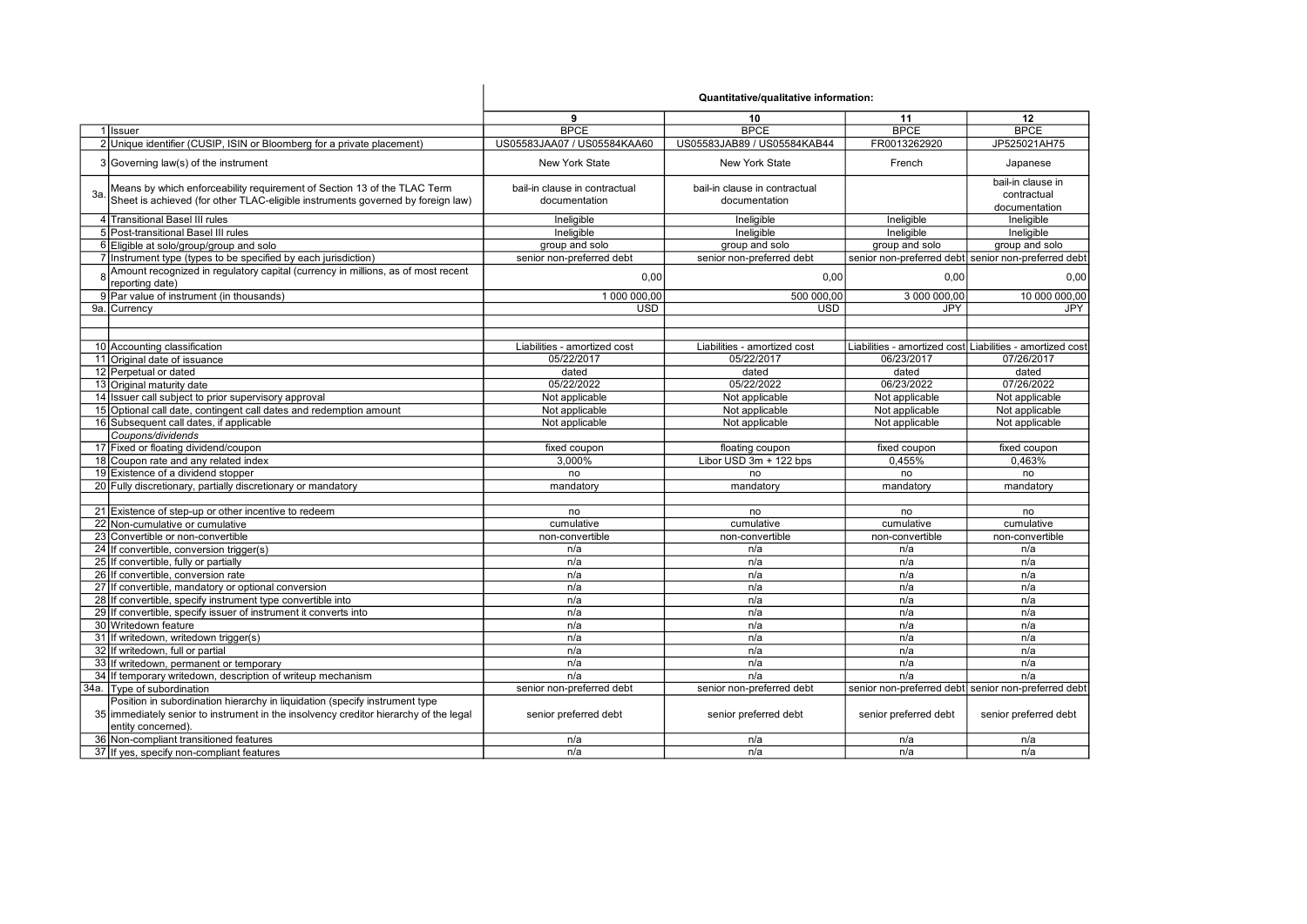| | | Quantitative/qualitative information: | | | |
|---|---|---|---|---|---|
| | | 9 | 10 | 11 | 12 |
| 1 | Issuer | BPCE | BPCE | BPCE | BPCE |
| 2 | Unique identifier (CUSIP, ISIN or Bloomberg for a private placement) | US05583JAA07 / US05584KAA60 | US05583JAB89 / US05584KAB44 | FR0013262920 | JP525021AH75 |
| 3 | Governing law(s) of the instrument | New York State | New York State | French | Japanese |
| 3a. | Means by which enforceability requirement of Section 13 of the TLAC Term Sheet is achieved (for other TLAC-eligible instruments governed by foreign law) | bail-in clause in contractual documentation | bail-in clause in contractual documentation | | bail-in clause in contractual documentation |
| 4 | Transitional Basel III rules | Ineligible | Ineligible | Ineligible | Ineligible |
| 5 | Post-transitional Basel III rules | Ineligible | Ineligible | Ineligible | Ineligible |
| 6 | Eligible at solo/group/group and solo | group and solo | group and solo | group and solo | group and solo |
| 7 | Instrument type (types to be specified by each jurisdiction) | senior non-preferred debt | senior non-preferred debt | senior non-preferred debt | senior non-preferred debt |
| 8 | Amount recognized in regulatory capital (currency in millions, as of most recent reporting date) | 0,00 | 0,00 | 0,00 | 0,00 |
| 9 | Par value of instrument (in thousands) | 1 000 000,00 | 500 000,00 | 3 000 000,00 | 10 000 000,00 |
| 9a. | Currency | USD | USD | JPY | JPY |
| | | | | | |
| | | | | | |
| 10 | Accounting classification | Liabilities - amortized cost | Liabilities - amortized cost | Liabilities - amortized cost | Liabilities - amortized cost |
| 11 | Original date of issuance | 05/22/2017 | 05/22/2017 | 06/23/2017 | 07/26/2017 |
| 12 | Perpetual or dated | dated | dated | dated | dated |
| 13 | Original maturity date | 05/22/2022 | 05/22/2022 | 06/23/2022 | 07/26/2022 |
| 14 | Issuer call subject to prior supervisory approval | Not applicable | Not applicable | Not applicable | Not applicable |
| 15 | Optional call date, contingent call dates and redemption amount | Not applicable | Not applicable | Not applicable | Not applicable |
| 16 | Subsequent call dates, if applicable | Not applicable | Not applicable | Not applicable | Not applicable |
| | *Coupons/dividends* | | | | |
| 17 | Fixed or floating dividend/coupon | fixed coupon | floating coupon | fixed coupon | fixed coupon |
| 18 | Coupon rate and any related index | 3,000% | Libor USD 3m + 122 bps | 0,455% | 0,463% |
| 19 | Existence of a dividend stopper | no | no | no | no |
| 20 | Fully discretionary, partially discretionary or mandatory | mandatory | mandatory | mandatory | mandatory |
| | | | | | |
| 21 | Existence of step-up or other incentive to redeem | no | no | no | no |
| 22 | Non-cumulative or cumulative | cumulative | cumulative | cumulative | cumulative |
| 23 | Convertible or non-convertible | non-convertible | non-convertible | non-convertible | non-convertible |
| 24 | If convertible, conversion trigger(s) | n/a | n/a | n/a | n/a |
| 25 | If convertible, fully or partially | n/a | n/a | n/a | n/a |
| 26 | If convertible, conversion rate | n/a | n/a | n/a | n/a |
| 27 | If convertible, mandatory or optional conversion | n/a | n/a | n/a | n/a |
| 28 | If convertible, specify instrument type convertible into | n/a | n/a | n/a | n/a |
| 29 | If convertible, specify issuer of instrument it converts into | n/a | n/a | n/a | n/a |
| 30 | Writedown feature | n/a | n/a | n/a | n/a |
| 31 | If writedown, writedown trigger(s) | n/a | n/a | n/a | n/a |
| 32 | If writedown, full or partial | n/a | n/a | n/a | n/a |
| 33 | If writedown, permanent or temporary | n/a | n/a | n/a | n/a |
| 34 | If temporary writedown, description of writeup mechanism | n/a | n/a | n/a | n/a |
| 34a. | Type of subordination | senior non-preferred debt | senior non-preferred debt | senior non-preferred debt | senior non-preferred debt |
| 35 | Position in subordination hierarchy in liquidation (specify instrument type immediately senior to instrument in the insolvency creditor hierarchy of the legal entity concerned). | senior preferred debt | senior preferred debt | senior preferred debt | senior preferred debt |
| 36 | Non-compliant transitioned features | n/a | n/a | n/a | n/a |
| 37 | If yes, specify non-compliant features | n/a | n/a | n/a | n/a |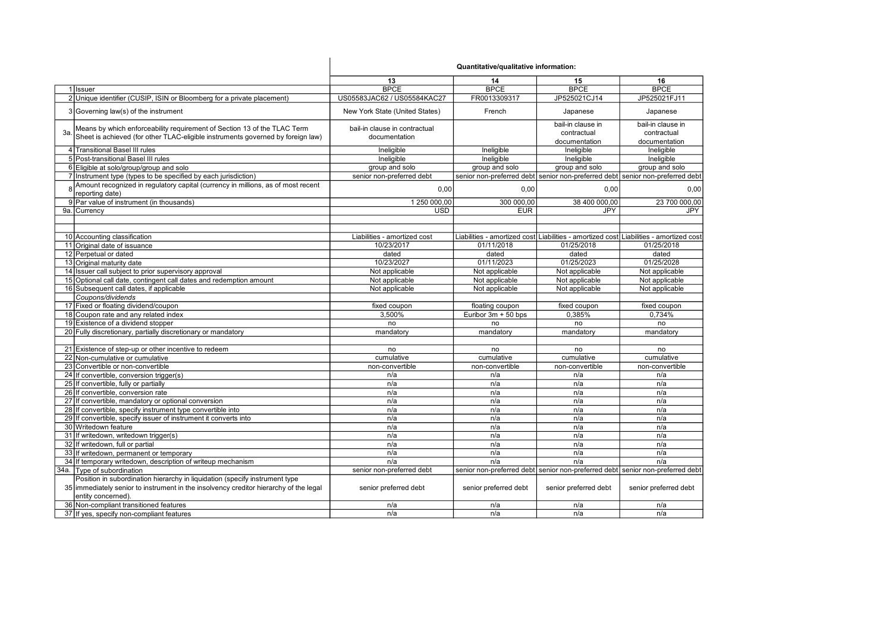| | | Quantitative/qualitative information: | | | |
|---|---|---|---|---|---|
| | | 13 | 14 | 15 | 16 |
| 1 | Issuer | BPCE | BPCE | BPCE | BPCE |
| 2 | Unique identifier (CUSIP, ISIN or Bloomberg for a private placement) | US05583JAC62 / US05584KAC27 | FR0013309317 | JP525021CJ14 | JP525021FJ11 |
| 3 | Governing law(s) of the instrument | New York State (United States) | French | Japanese | Japanese |
| 3a. | Means by which enforceability requirement of Section 13 of the TLAC Term Sheet is achieved (for other TLAC-eligible instruments governed by foreign law) | bail-in clause in contractual documentation | | bail-in clause in contractual documentation | bail-in clause in contractual documentation |
| 4 | Transitional Basel III rules | Ineligible | Ineligible | Ineligible | Ineligible |
| 5 | Post-transitional Basel III rules | Ineligible | Ineligible | Ineligible | Ineligible |
| 6 | Eligible at solo/group/group and solo | group and solo | group and solo | group and solo | group and solo |
| 7 | Instrument type (types to be specified by each jurisdiction) | senior non-preferred debt | senior non-preferred debt | senior non-preferred debt | senior non-preferred debt |
| 8 | Amount recognized in regulatory capital (currency in millions, as of most recent reporting date) | 0,00 | 0,00 | 0,00 | 0,00 |
| 9 | Par value of instrument (in thousands) | 1 250 000,00 | 300 000,00 | 38 400 000,00 | 23 700 000,00 |
| 9a. | Currency | USD | EUR | JPY | JPY |
| | | | | | |
| | | | | | |
| 10 | Accounting classification | Liabilities - amortized cost | Liabilities - amortized cost | Liabilities - amortized cost | Liabilities - amortized cost |
| 11 | Original date of issuance | 10/23/2017 | 01/11/2018 | 01/25/2018 | 01/25/2018 |
| 12 | Perpetual or dated | dated | dated | dated | dated |
| 13 | Original maturity date | 10/23/2027 | 01/11/2023 | 01/25/2023 | 01/25/2028 |
| 14 | Issuer call subject to prior supervisory approval | Not applicable | Not applicable | Not applicable | Not applicable |
| 15 | Optional call date, contingent call dates and redemption amount | Not applicable | Not applicable | Not applicable | Not applicable |
| 16 | Subsequent call dates, if applicable | Not applicable | Not applicable | Not applicable | Not applicable |
| | *Coupons/dividends* | | | | |
| 17 | Fixed or floating dividend/coupon | fixed coupon | floating coupon | fixed coupon | fixed coupon |
| 18 | Coupon rate and any related index | 3,500% | Euribor 3m + 50 bps | 0,385% | 0,734% |
| 19 | Existence of a dividend stopper | no | no | no | no |
| 20 | Fully discretionary, partially discretionary or mandatory | mandatory | mandatory | mandatory | mandatory |
| | | | | | |
| 21 | Existence of step-up or other incentive to redeem | no | no | no | no |
| 22 | Non-cumulative or cumulative | cumulative | cumulative | cumulative | cumulative |
| 23 | Convertible or non-convertible | non-convertible | non-convertible | non-convertible | non-convertible |
| 24 | If convertible, conversion trigger(s) | n/a | n/a | n/a | n/a |
| 25 | If convertible, fully or partially | n/a | n/a | n/a | n/a |
| 26 | If convertible, conversion rate | n/a | n/a | n/a | n/a |
| 27 | If convertible, mandatory or optional conversion | n/a | n/a | n/a | n/a |
| 28 | If convertible, specify instrument type convertible into | n/a | n/a | n/a | n/a |
| 29 | If convertible, specify issuer of instrument it converts into | n/a | n/a | n/a | n/a |
| 30 | Writedown feature | n/a | n/a | n/a | n/a |
| 31 | If writedown, writedown trigger(s) | n/a | n/a | n/a | n/a |
| 32 | If writedown, full or partial | n/a | n/a | n/a | n/a |
| 33 | If writedown, permanent or temporary | n/a | n/a | n/a | n/a |
| 34 | If temporary writedown, description of writeup mechanism | n/a | n/a | n/a | n/a |
| 34a. | Type of subordination | senior non-preferred debt | senior non-preferred debt | senior non-preferred debt | senior non-preferred debt |
| 35 | Position in subordination hierarchy in liquidation (specify instrument type immediately senior to instrument in the insolvency creditor hierarchy of the legal entity concerned). | senior preferred debt | senior preferred debt | senior preferred debt | senior preferred debt |
| 36 | Non-compliant transitioned features | n/a | n/a | n/a | n/a |
| 37 | If yes, specify non-compliant features | n/a | n/a | n/a | n/a |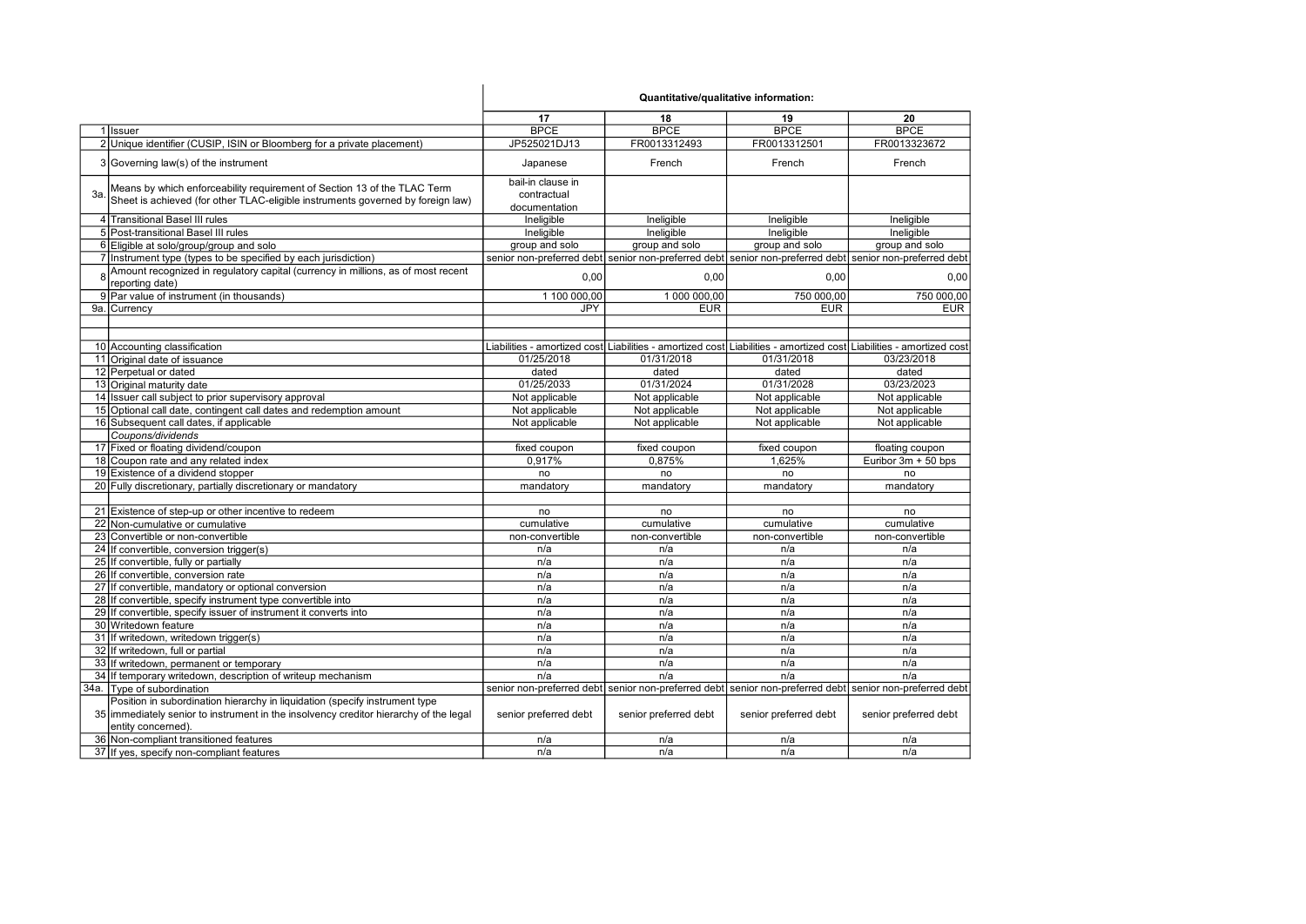| | | Quantitative/qualitative information: | | | |
|---|---|---|---|---|---|
| | | 17 | 18 | 19 | 20 |
| 1 | Issuer | BPCE | BPCE | BPCE | BPCE |
| 2 | Unique identifier (CUSIP, ISIN or Bloomberg for a private placement) | JP525021DJ13 | FR0013312493 | FR0013312501 | FR0013323672 |
| 3 | Governing law(s) of the instrument | Japanese | French | French | French |
| 3a. | Means by which enforceability requirement of Section 13 of the TLAC Term Sheet is achieved (for other TLAC-eligible instruments governed by foreign law) | bail-in clause in contractual documentation | | | |
| 4 | Transitional Basel III rules | Ineligible | Ineligible | Ineligible | Ineligible |
| 5 | Post-transitional Basel III rules | Ineligible | Ineligible | Ineligible | Ineligible |
| 6 | Eligible at solo/group/group and solo | group and solo | group and solo | group and solo | group and solo |
| 7 | Instrument type (types to be specified by each jurisdiction) | senior non-preferred debt | senior non-preferred debt | senior non-preferred debt | senior non-preferred debt |
| 8 | Amount recognized in regulatory capital (currency in millions, as of most recent reporting date) | 0,00 | 0,00 | 0,00 | 0,00 |
| 9 | Par value of instrument (in thousands) | 1 100 000,00 | 1 000 000,00 | 750 000,00 | 750 000,00 |
| 9a. | Currency | JPY | EUR | EUR | EUR |
| | | | | | |
| | | | | | |
| 10 | Accounting classification | Liabilities - amortized cost | Liabilities - amortized cost | Liabilities - amortized cost | Liabilities - amortized cost |
| 11 | Original date of issuance | 01/25/2018 | 01/31/2018 | 01/31/2018 | 03/23/2018 |
| 12 | Perpetual or dated | dated | dated | dated | dated |
| 13 | Original maturity date | 01/25/2033 | 01/31/2024 | 01/31/2028 | 03/23/2023 |
| 14 | Issuer call subject to prior supervisory approval | Not applicable | Not applicable | Not applicable | Not applicable |
| 15 | Optional call date, contingent call dates and redemption amount | Not applicable | Not applicable | Not applicable | Not applicable |
| 16 | Subsequent call dates, if applicable | Not applicable | Not applicable | Not applicable | Not applicable |
| | *Coupons/dividends* | | | | |
| 17 | Fixed or floating dividend/coupon | fixed coupon | fixed coupon | fixed coupon | floating coupon |
| 18 | Coupon rate and any related index | 0,917% | 0,875% | 1,625% | Euribor 3m + 50 bps |
| 19 | Existence of a dividend stopper | no | no | no | no |
| 20 | Fully discretionary, partially discretionary or mandatory | mandatory | mandatory | mandatory | mandatory |
| | | | | | |
| 21 | Existence of step-up or other incentive to redeem | no | no | no | no |
| 22 | Non-cumulative or cumulative | cumulative | cumulative | cumulative | cumulative |
| 23 | Convertible or non-convertible | non-convertible | non-convertible | non-convertible | non-convertible |
| 24 | If convertible, conversion trigger(s) | n/a | n/a | n/a | n/a |
| 25 | If convertible, fully or partially | n/a | n/a | n/a | n/a |
| 26 | If convertible, conversion rate | n/a | n/a | n/a | n/a |
| 27 | If convertible, mandatory or optional conversion | n/a | n/a | n/a | n/a |
| 28 | If convertible, specify instrument type convertible into | n/a | n/a | n/a | n/a |
| 29 | If convertible, specify issuer of instrument it converts into | n/a | n/a | n/a | n/a |
| 30 | Writedown feature | n/a | n/a | n/a | n/a |
| 31 | If writedown, writedown trigger(s) | n/a | n/a | n/a | n/a |
| 32 | If writedown, full or partial | n/a | n/a | n/a | n/a |
| 33 | If writedown, permanent or temporary | n/a | n/a | n/a | n/a |
| 34 | If temporary writedown, description of writeup mechanism | n/a | n/a | n/a | n/a |
| 34a. | Type of subordination | senior non-preferred debt | senior non-preferred debt | senior non-preferred debt | senior non-preferred debt |
| 35 | Position in subordination hierarchy in liquidation (specify instrument type immediately senior to instrument in the insolvency creditor hierarchy of the legal entity concerned). | senior preferred debt | senior preferred debt | senior preferred debt | senior preferred debt |
| 36 | Non-compliant transitioned features | n/a | n/a | n/a | n/a |
| 37 | If yes, specify non-compliant features | n/a | n/a | n/a | n/a |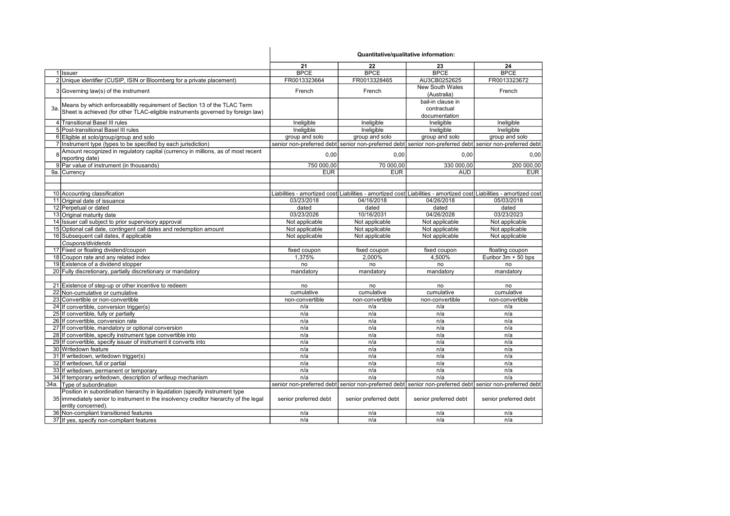| | | Quantitative/qualitative information: | | | |
|---|---|---|---|---|---|
| | | 21 | 22 | 23 | 24 |
| 1 | Issuer | BPCE | BPCE | BPCE | BPCE |
| 2 | Unique identifier (CUSIP, ISIN or Bloomberg for a private placement) | FR0013323664 | FR0013328465 | AU3CB0252625 | FR0013323672 |
| 3 | Governing law(s) of the instrument | French | French | New South Wales (Australia) | French |
| 3a. | Means by which enforceability requirement of Section 13 of the TLAC Term Sheet is achieved (for other TLAC-eligible instruments governed by foreign law) | | | bail-in clause in contractual documentation | |
| 4 | Transitional Basel III rules | Ineligible | Ineligible | Ineligible | Ineligible |
| 5 | Post-transitional Basel III rules | Ineligible | Ineligible | Ineligible | Ineligible |
| 6 | Eligible at solo/group/group and solo | group and solo | group and solo | group and solo | group and solo |
| 7 | Instrument type (types to be specified by each jurisdiction) | senior non-preferred debt | senior non-preferred debt | senior non-preferred debt | senior non-preferred debt |
| 8 | Amount recognized in regulatory capital (currency in millions, as of most recent reporting date) | 0,00 | 0,00 | 0,00 | 0,00 |
| 9 | Par value of instrument (in thousands) | 750 000,00 | 70 000,00 | 330 000,00 | 200 000,00 |
| 9a. | Currency | EUR | EUR | AUD | EUR |
| | | | | | |
| | | | | | |
| 10 | Accounting classification | Liabilities - amortized cost | Liabilities - amortized cost | Liabilities - amortized cost | Liabilities - amortized cost |
| 11 | Original date of issuance | 03/23/2018 | 04/16/2018 | 04/26/2018 | 05/03/2018 |
| 12 | Perpetual or dated | dated | dated | dated | dated |
| 13 | Original maturity date | 03/23/2026 | 10/16/2031 | 04/26/2028 | 03/23/2023 |
| 14 | Issuer call subject to prior supervisory approval | Not applicable | Not applicable | Not applicable | Not applicable |
| 15 | Optional call date, contingent call dates and redemption amount | Not applicable | Not applicable | Not applicable | Not applicable |
| 16 | Subsequent call dates, if applicable | Not applicable | Not applicable | Not applicable | Not applicable |
| | *Coupons/dividends* | | | | |
| 17 | Fixed or floating dividend/coupon | fixed coupon | fixed coupon | fixed coupon | floating coupon |
| 18 | Coupon rate and any related index | 1,375% | 2,000% | 4,500% | Euribor 3m + 50 bps |
| 19 | Existence of a dividend stopper | no | no | no | no |
| 20 | Fully discretionary, partially discretionary or mandatory | mandatory | mandatory | mandatory | mandatory |
| | | | | | |
| 21 | Existence of step-up or other incentive to redeem | no | no | no | no |
| 22 | Non-cumulative or cumulative | cumulative | cumulative | cumulative | cumulative |
| 23 | Convertible or non-convertible | non-convertible | non-convertible | non-convertible | non-convertible |
| 24 | If convertible, conversion trigger(s) | n/a | n/a | n/a | n/a |
| 25 | If convertible, fully or partially | n/a | n/a | n/a | n/a |
| 26 | If convertible, conversion rate | n/a | n/a | n/a | n/a |
| 27 | If convertible, mandatory or optional conversion | n/a | n/a | n/a | n/a |
| 28 | If convertible, specify instrument type convertible into | n/a | n/a | n/a | n/a |
| 29 | If convertible, specify issuer of instrument it converts into | n/a | n/a | n/a | n/a |
| 30 | Writedown feature | n/a | n/a | n/a | n/a |
| 31 | If writedown, writedown trigger(s) | n/a | n/a | n/a | n/a |
| 32 | If writedown, full or partial | n/a | n/a | n/a | n/a |
| 33 | If writedown, permanent or temporary | n/a | n/a | n/a | n/a |
| 34 | If temporary writedown, description of writeup mechanism | n/a | n/a | n/a | n/a |
| 34a. | Type of subordination | senior non-preferred debt | senior non-preferred debt | senior non-preferred debt | senior non-preferred debt |
| 35 | Position in subordination hierarchy in liquidation (specify instrument type immediately senior to instrument in the insolvency creditor hierarchy of the legal entity concerned). | senior preferred debt | senior preferred debt | senior preferred debt | senior preferred debt |
| 36 | Non-compliant transitioned features | n/a | n/a | n/a | n/a |
| 37 | If yes, specify non-compliant features | n/a | n/a | n/a | n/a |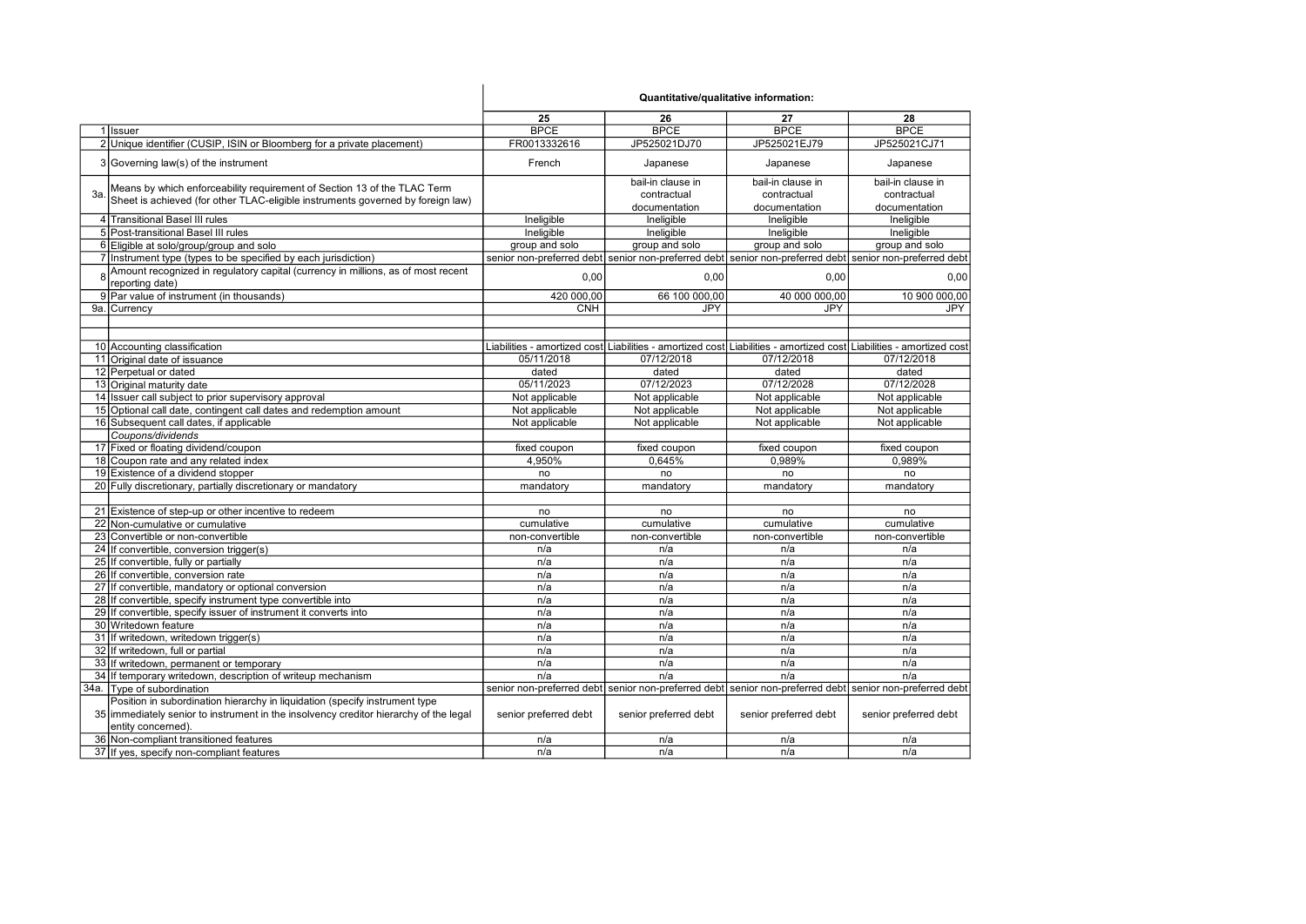| | | Quantitative/qualitative information: | | | |
|---|---|---|---|---|---|
| | | 25 | 26 | 27 | 28 |
| 1 | Issuer | BPCE | BPCE | BPCE | BPCE |
| 2 | Unique identifier (CUSIP, ISIN or Bloomberg for a private placement) | FR0013332616 | JP525021DJ70 | JP525021EJ79 | JP525021CJ71 |
| 3 | Governing law(s) of the instrument | French | Japanese | Japanese | Japanese |
| 3a. | Means by which enforceability requirement of Section 13 of the TLAC Term Sheet is achieved (for other TLAC-eligible instruments governed by foreign law) | | bail-in clause in contractual documentation | bail-in clause in contractual documentation | bail-in clause in contractual documentation |
| 4 | Transitional Basel III rules | Ineligible | Ineligible | Ineligible | Ineligible |
| 5 | Post-transitional Basel III rules | Ineligible | Ineligible | Ineligible | Ineligible |
| 6 | Eligible at solo/group/group and solo | group and solo | group and solo | group and solo | group and solo |
| 7 | Instrument type (types to be specified by each jurisdiction) | senior non-preferred debt | senior non-preferred debt | senior non-preferred debt | senior non-preferred debt |
| 8 | Amount recognized in regulatory capital (currency in millions, as of most recent reporting date) | 0,00 | 0,00 | 0,00 | 0,00 |
| 9 | Par value of instrument (in thousands) | 420 000,00 | 66 100 000,00 | 40 000 000,00 | 10 900 000,00 |
| 9a. | Currency | CNH | JPY | JPY | JPY |
| | | | | | |
| | | | | | |
| 10 | Accounting classification | Liabilities - amortized cost | Liabilities - amortized cost | Liabilities - amortized cost | Liabilities - amortized cost |
| 11 | Original date of issuance | 05/11/2018 | 07/12/2018 | 07/12/2018 | 07/12/2018 |
| 12 | Perpetual or dated | dated | dated | dated | dated |
| 13 | Original maturity date | 05/11/2023 | 07/12/2023 | 07/12/2028 | 07/12/2028 |
| 14 | Issuer call subject to prior supervisory approval | Not applicable | Not applicable | Not applicable | Not applicable |
| 15 | Optional call date, contingent call dates and redemption amount | Not applicable | Not applicable | Not applicable | Not applicable |
| 16 | Subsequent call dates, if applicable | Not applicable | Not applicable | Not applicable | Not applicable |
| | *Coupons/dividends* | | | | |
| 17 | Fixed or floating dividend/coupon | fixed coupon | fixed coupon | fixed coupon | fixed coupon |
| 18 | Coupon rate and any related index | 4,950% | 0,645% | 0,989% | 0,989% |
| 19 | Existence of a dividend stopper | no | no | no | no |
| 20 | Fully discretionary, partially discretionary or mandatory | mandatory | mandatory | mandatory | mandatory |
| | | | | | |
| 21 | Existence of step-up or other incentive to redeem | no | no | no | no |
| 22 | Non-cumulative or cumulative | cumulative | cumulative | cumulative | cumulative |
| 23 | Convertible or non-convertible | non-convertible | non-convertible | non-convertible | non-convertible |
| 24 | If convertible, conversion trigger(s) | n/a | n/a | n/a | n/a |
| 25 | If convertible, fully or partially | n/a | n/a | n/a | n/a |
| 26 | If convertible, conversion rate | n/a | n/a | n/a | n/a |
| 27 | If convertible, mandatory or optional conversion | n/a | n/a | n/a | n/a |
| 28 | If convertible, specify instrument type convertible into | n/a | n/a | n/a | n/a |
| 29 | If convertible, specify issuer of instrument it converts into | n/a | n/a | n/a | n/a |
| 30 | Writedown feature | n/a | n/a | n/a | n/a |
| 31 | If writedown, writedown trigger(s) | n/a | n/a | n/a | n/a |
| 32 | If writedown, full or partial | n/a | n/a | n/a | n/a |
| 33 | If writedown, permanent or temporary | n/a | n/a | n/a | n/a |
| 34 | If temporary writedown, description of writeup mechanism | n/a | n/a | n/a | n/a |
| 34a. | Type of subordination | senior non-preferred debt | senior non-preferred debt | senior non-preferred debt | senior non-preferred debt |
| 35 | Position in subordination hierarchy in liquidation (specify instrument type immediately senior to instrument in the insolvency creditor hierarchy of the legal entity concerned). | senior preferred debt | senior preferred debt | senior preferred debt | senior preferred debt |
| 36 | Non-compliant transitioned features | n/a | n/a | n/a | n/a |
| 37 | If yes, specify non-compliant features | n/a | n/a | n/a | n/a |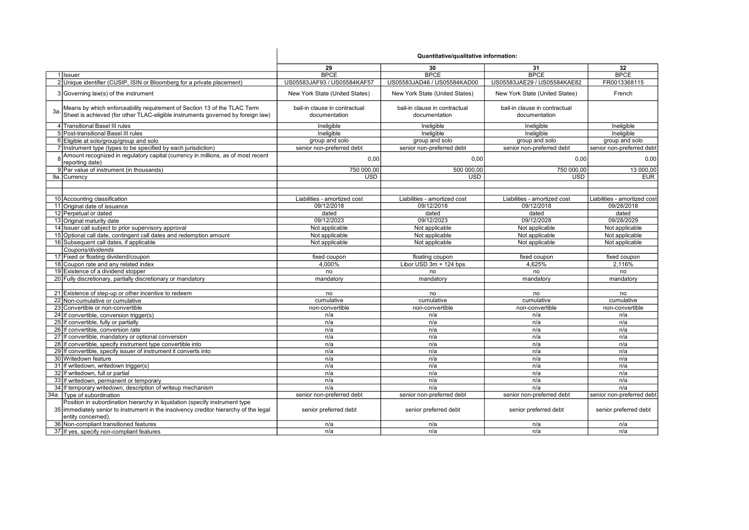| | | Quantitative/qualitative information: | | | |
|---|---|---|---|---|---|
| | | 29 | 30 | 31 | 32 |
| 1 | Issuer | BPCE | BPCE | BPCE | BPCE |
| 2 | Unique identifier (CUSIP, ISIN or Bloomberg for a private placement) | US05583JAF93 / US05584KAF57 | US05583JAD46 / US05584KAD00 | US05583JAE29 / US05584KAE82 | FR0013368115 |
| 3 | Governing law(s) of the instrument | New York State (United States) | New York State (United States) | New York State (United States) | French |
| 3a. | Means by which enforceability requirement of Section 13 of the TLAC Term Sheet is achieved (for other TLAC-eligible instruments governed by foreign law) | bail-in clause in contractual documentation | bail-in clause in contractual documentation | bail-in clause in contractual documentation | |
| 4 | Transitional Basel III rules | Ineligible | Ineligible | Ineligible | Ineligible |
| 5 | Post-transitional Basel III rules | Ineligible | Ineligible | Ineligible | Ineligible |
| 6 | Eligible at solo/group/group and solo | group and solo | group and solo | group and solo | group and solo |
| 7 | Instrument type (types to be specified by each jurisdiction) | senior non-preferred debt | senior non-preferred debt | senior non-preferred debt | senior non-preferred debt |
| 8 | Amount recognized in regulatory capital (currency in millions, as of most recent reporting date) | 0,00 | 0,00 | 0,00 | 0,00 |
| 9 | Par value of instrument (in thousands) | 750 000,00 | 500 000,00 | 750 000,00 | 13 000,00 |
| 9a. | Currency | USD | USD | USD | EUR |
| | | | | | |
| | | | | | |
| 10 | Accounting classification | Liabilities - amortized cost | Liabilities - amortized cost | Liabilities - amortized cost | Liabilities - amortized cost |
| 11 | Original date of issuance | 09/12/2018 | 09/12/2018 | 09/12/2018 | 09/28/2018 |
| 12 | Perpetual or dated | dated | dated | dated | dated |
| 13 | Original maturity date | 09/12/2023 | 09/12/2023 | 09/12/2028 | 09/28/2029 |
| 14 | Issuer call subject to prior supervisory approval | Not applicable | Not applicable | Not applicable | Not applicable |
| 15 | Optional call date, contingent call dates and redemption amount | Not applicable | Not applicable | Not applicable | Not applicable |
| 16 | Subsequent call dates, if applicable | Not applicable | Not applicable | Not applicable | Not applicable |
| | *Coupons/dividends* | | | | |
| 17 | Fixed or floating dividend/coupon | fixed coupon | floating coupon | fixed coupon | fixed coupon |
| 18 | Coupon rate and any related index | 4,000% | Libor USD 3m + 124 bps | 4,625% | 2,116% |
| 19 | Existence of a dividend stopper | no | no | no | no |
| 20 | Fully discretionary, partially discretionary or mandatory | mandatory | mandatory | mandatory | mandatory |
| | | | | | |
| 21 | Existence of step-up or other incentive to redeem | no | no | no | no |
| 22 | Non-cumulative or cumulative | cumulative | cumulative | cumulative | cumulative |
| 23 | Convertible or non-convertible | non-convertible | non-convertible | non-convertible | non-convertible |
| 24 | If convertible, conversion trigger(s) | n/a | n/a | n/a | n/a |
| 25 | If convertible, fully or partially | n/a | n/a | n/a | n/a |
| 26 | If convertible, conversion rate | n/a | n/a | n/a | n/a |
| 27 | If convertible, mandatory or optional conversion | n/a | n/a | n/a | n/a |
| 28 | If convertible, specify instrument type convertible into | n/a | n/a | n/a | n/a |
| 29 | If convertible, specify issuer of instrument it converts into | n/a | n/a | n/a | n/a |
| 30 | Writedown feature | n/a | n/a | n/a | n/a |
| 31 | If writedown, writedown trigger(s) | n/a | n/a | n/a | n/a |
| 32 | If writedown, full or partial | n/a | n/a | n/a | n/a |
| 33 | If writedown, permanent or temporary | n/a | n/a | n/a | n/a |
| 34 | If temporary writedown, description of writeup mechanism | n/a | n/a | n/a | n/a |
| 34a. | Type of subordination | senior non-preferred debt | senior non-preferred debt | senior non-preferred debt | senior non-preferred debt |
| 35 | Position in subordination hierarchy in liquidation (specify instrument type immediately senior to instrument in the insolvency creditor hierarchy of the legal entity concerned). | senior preferred debt | senior preferred debt | senior preferred debt | senior preferred debt |
| 36 | Non-compliant transitioned features | n/a | n/a | n/a | n/a |
| 37 | If yes, specify non-compliant features | n/a | n/a | n/a | n/a |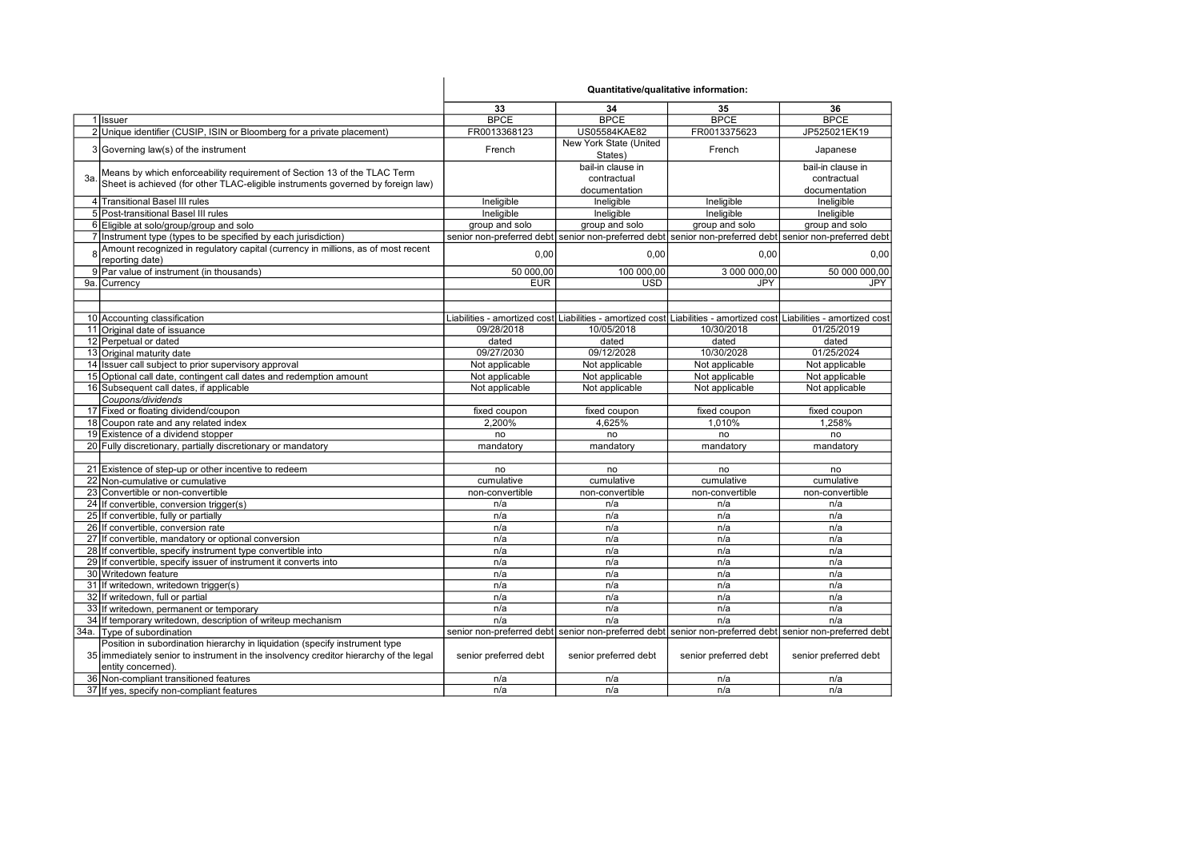| | | Quantitative/qualitative information: | | | |
|---|---|---|---|---|---|
| | | 33 | 34 | 35 | 36 |
| 1 | Issuer | BPCE | BPCE | BPCE | BPCE |
| 2 | Unique identifier (CUSIP, ISIN or Bloomberg for a private placement) | FR0013368123 | US05584KAE82 | FR0013375623 | JP525021EK19 |
| 3 | Governing law(s) of the instrument | French | New York State (United States) | French | Japanese |
| 3a. | Means by which enforceability requirement of Section 13 of the TLAC Term Sheet is achieved (for other TLAC-eligible instruments governed by foreign law) | | bail-in clause in contractual documentation | | bail-in clause in contractual documentation |
| 4 | Transitional Basel III rules | Ineligible | Ineligible | Ineligible | Ineligible |
| 5 | Post-transitional Basel III rules | Ineligible | Ineligible | Ineligible | Ineligible |
| 6 | Eligible at solo/group/group and solo | group and solo | group and solo | group and solo | group and solo |
| 7 | Instrument type (types to be specified by each jurisdiction) | senior non-preferred debt | senior non-preferred debt | senior non-preferred debt | senior non-preferred debt |
| 8 | Amount recognized in regulatory capital (currency in millions, as of most recent reporting date) | 0,00 | 0,00 | 0,00 | 0,00 |
| 9 | Par value of instrument (in thousands) | 50 000,00 | 100 000,00 | 3 000 000,00 | 50 000 000,00 |
| 9a. | Currency | EUR | USD | JPY | JPY |
| | | | | | |
| | | | | | |
| 10 | Accounting classification | Liabilities - amortized cost | Liabilities - amortized cost | Liabilities - amortized cost | Liabilities - amortized cost |
| 11 | Original date of issuance | 09/28/2018 | 10/05/2018 | 10/30/2018 | 01/25/2019 |
| 12 | Perpetual or dated | dated | dated | dated | dated |
| 13 | Original maturity date | 09/27/2030 | 09/12/2028 | 10/30/2028 | 01/25/2024 |
| 14 | Issuer call subject to prior supervisory approval | Not applicable | Not applicable | Not applicable | Not applicable |
| 15 | Optional call date, contingent call dates and redemption amount | Not applicable | Not applicable | Not applicable | Not applicable |
| 16 | Subsequent call dates, if applicable | Not applicable | Not applicable | Not applicable | Not applicable |
| | *Coupons/dividends* | | | | |
| 17 | Fixed or floating dividend/coupon | fixed coupon | fixed coupon | fixed coupon | fixed coupon |
| 18 | Coupon rate and any related index | 2,200% | 4,625% | 1,010% | 1,258% |
| 19 | Existence of a dividend stopper | no | no | no | no |
| 20 | Fully discretionary, partially discretionary or mandatory | mandatory | mandatory | mandatory | mandatory |
| | | | | | |
| 21 | Existence of step-up or other incentive to redeem | no | no | no | no |
| 22 | Non-cumulative or cumulative | cumulative | cumulative | cumulative | cumulative |
| 23 | Convertible or non-convertible | non-convertible | non-convertible | non-convertible | non-convertible |
| 24 | If convertible, conversion trigger(s) | n/a | n/a | n/a | n/a |
| 25 | If convertible, fully or partially | n/a | n/a | n/a | n/a |
| 26 | If convertible, conversion rate | n/a | n/a | n/a | n/a |
| 27 | If convertible, mandatory or optional conversion | n/a | n/a | n/a | n/a |
| 28 | If convertible, specify instrument type convertible into | n/a | n/a | n/a | n/a |
| 29 | If convertible, specify issuer of instrument it converts into | n/a | n/a | n/a | n/a |
| 30 | Writedown feature | n/a | n/a | n/a | n/a |
| 31 | If writedown, writedown trigger(s) | n/a | n/a | n/a | n/a |
| 32 | If writedown, full or partial | n/a | n/a | n/a | n/a |
| 33 | If writedown, permanent or temporary | n/a | n/a | n/a | n/a |
| 34 | If temporary writedown, description of writeup mechanism | n/a | n/a | n/a | n/a |
| 34a. | Type of subordination | senior non-preferred debt | senior non-preferred debt | senior non-preferred debt | senior non-preferred debt |
| 35 | Position in subordination hierarchy in liquidation (specify instrument type immediately senior to instrument in the insolvency creditor hierarchy of the legal entity concerned). | senior preferred debt | senior preferred debt | senior preferred debt | senior preferred debt |
| 36 | Non-compliant transitioned features | n/a | n/a | n/a | n/a |
| 37 | If yes, specify non-compliant features | n/a | n/a | n/a | n/a |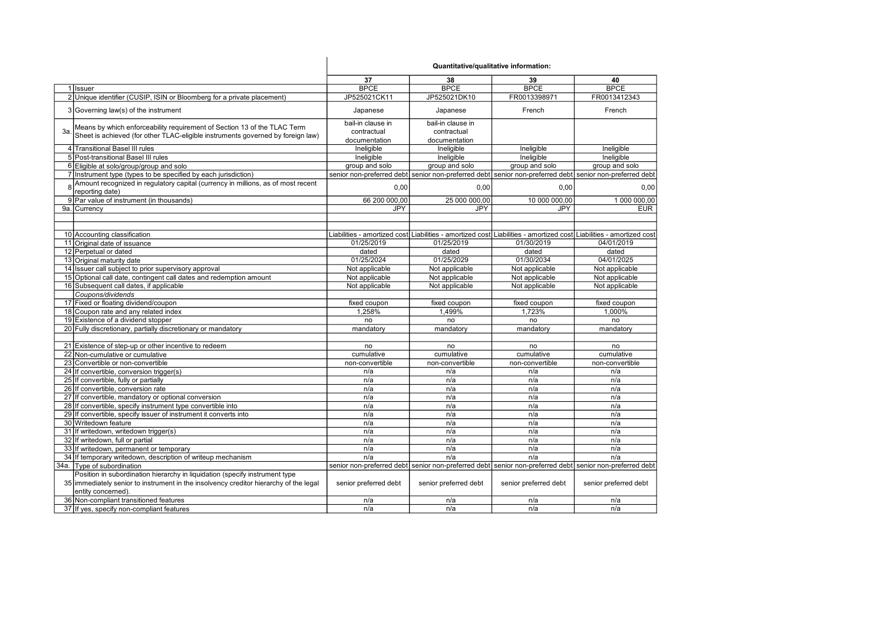| | | Quantitative/qualitative information: | | | |
|---|---|---|---|---|---|
| | | 37 | 38 | 39 | 40 |
| 1 | Issuer | BPCE | BPCE | BPCE | BPCE |
| 2 | Unique identifier (CUSIP, ISIN or Bloomberg for a private placement) | JP525021CK11 | JP525021DK10 | FR0013398971 | FR0013412343 |
| 3 | Governing law(s) of the instrument | Japanese | Japanese | French | French |
| 3a. | Means by which enforceability requirement of Section 13 of the TLAC Term Sheet is achieved (for other TLAC-eligible instruments governed by foreign law) | bail-in clause in contractual documentation | bail-in clause in contractual documentation | | |
| 4 | Transitional Basel III rules | Ineligible | Ineligible | Ineligible | Ineligible |
| 5 | Post-transitional Basel III rules | Ineligible | Ineligible | Ineligible | Ineligible |
| 6 | Eligible at solo/group/group and solo | group and solo | group and solo | group and solo | group and solo |
| 7 | Instrument type (types to be specified by each jurisdiction) | senior non-preferred debt | senior non-preferred debt | senior non-preferred debt | senior non-preferred debt |
| 8 | Amount recognized in regulatory capital (currency in millions, as of most recent reporting date) | 0,00 | 0,00 | 0,00 | 0,00 |
| 9 | Par value of instrument (in thousands) | 66 200 000,00 | 25 000 000,00 | 10 000 000,00 | 1 000 000,00 |
| 9a. | Currency | JPY | JPY | JPY | EUR |
| | | | | | |
| | | | | | |
| 10 | Accounting classification | Liabilities - amortized cost | Liabilities - amortized cost | Liabilities - amortized cost | Liabilities - amortized cost |
| 11 | Original date of issuance | 01/25/2019 | 01/25/2019 | 01/30/2019 | 04/01/2019 |
| 12 | Perpetual or dated | dated | dated | dated | dated |
| 13 | Original maturity date | 01/25/2024 | 01/25/2029 | 01/30/2034 | 04/01/2025 |
| 14 | Issuer call subject to prior supervisory approval | Not applicable | Not applicable | Not applicable | Not applicable |
| 15 | Optional call date, contingent call dates and redemption amount | Not applicable | Not applicable | Not applicable | Not applicable |
| 16 | Subsequent call dates, if applicable | Not applicable | Not applicable | Not applicable | Not applicable |
| | *Coupons/dividends* | | | | |
| 17 | Fixed or floating dividend/coupon | fixed coupon | fixed coupon | fixed coupon | fixed coupon |
| 18 | Coupon rate and any related index | 1,258% | 1,499% | 1,723% | 1,000% |
| 19 | Existence of a dividend stopper | no | no | no | no |
| 20 | Fully discretionary, partially discretionary or mandatory | mandatory | mandatory | mandatory | mandatory |
| | | | | | |
| 21 | Existence of step-up or other incentive to redeem | no | no | no | no |
| 22 | Non-cumulative or cumulative | cumulative | cumulative | cumulative | cumulative |
| 23 | Convertible or non-convertible | non-convertible | non-convertible | non-convertible | non-convertible |
| 24 | If convertible, conversion trigger(s) | n/a | n/a | n/a | n/a |
| 25 | If convertible, fully or partially | n/a | n/a | n/a | n/a |
| 26 | If convertible, conversion rate | n/a | n/a | n/a | n/a |
| 27 | If convertible, mandatory or optional conversion | n/a | n/a | n/a | n/a |
| 28 | If convertible, specify instrument type convertible into | n/a | n/a | n/a | n/a |
| 29 | If convertible, specify issuer of instrument it converts into | n/a | n/a | n/a | n/a |
| 30 | Writedown feature | n/a | n/a | n/a | n/a |
| 31 | If writedown, writedown trigger(s) | n/a | n/a | n/a | n/a |
| 32 | If writedown, full or partial | n/a | n/a | n/a | n/a |
| 33 | If writedown, permanent or temporary | n/a | n/a | n/a | n/a |
| 34 | If temporary writedown, description of writeup mechanism | n/a | n/a | n/a | n/a |
| 34a. | Type of subordination | senior non-preferred debt | senior non-preferred debt | senior non-preferred debt | senior non-preferred debt |
| 35 | Position in subordination hierarchy in liquidation (specify instrument type immediately senior to instrument in the insolvency creditor hierarchy of the legal entity concerned). | senior preferred debt | senior preferred debt | senior preferred debt | senior preferred debt |
| 36 | Non-compliant transitioned features | n/a | n/a | n/a | n/a |
| 37 | If yes, specify non-compliant features | n/a | n/a | n/a | n/a |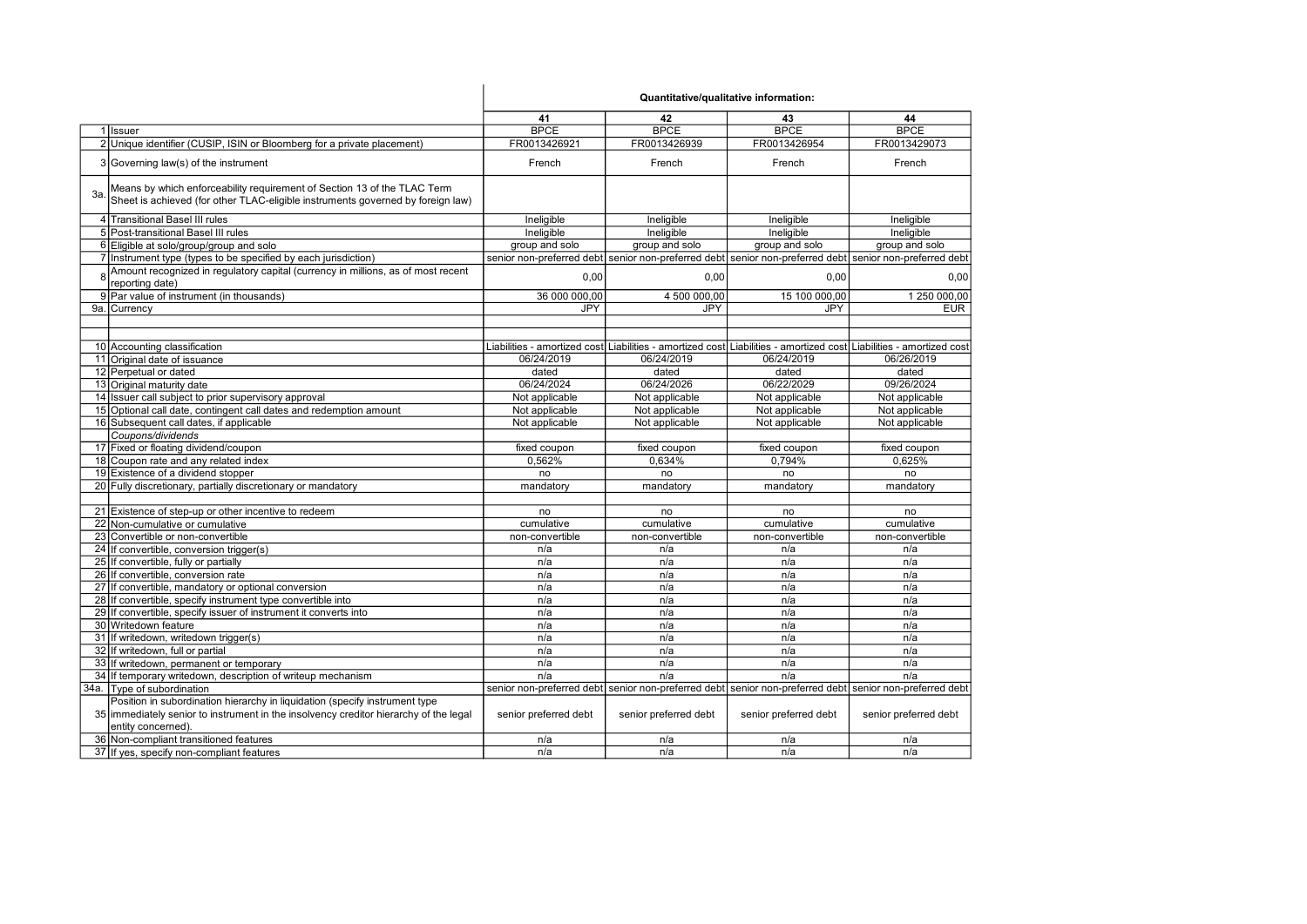| | | Quantitative/qualitative information: | | | |
|---|---|---|---|---|---|
| | | 41 | 42 | 43 | 44 |
| 1 | Issuer | BPCE | BPCE | BPCE | BPCE |
| 2 | Unique identifier (CUSIP, ISIN or Bloomberg for a private placement) | FR0013426921 | FR0013426939 | FR0013426954 | FR0013429073 |
| 3 | Governing law(s) of the instrument | French | French | French | French |
| 3a. | Means by which enforceability requirement of Section 13 of the TLAC Term Sheet is achieved (for other TLAC-eligible instruments governed by foreign law) | | | | |
| 4 | Transitional Basel III rules | Ineligible | Ineligible | Ineligible | Ineligible |
| 5 | Post-transitional Basel III rules | Ineligible | Ineligible | Ineligible | Ineligible |
| 6 | Eligible at solo/group/group and solo | group and solo | group and solo | group and solo | group and solo |
| 7 | Instrument type (types to be specified by each jurisdiction) | senior non-preferred debt | senior non-preferred debt | senior non-preferred debt | senior non-preferred debt |
| 8 | Amount recognized in regulatory capital (currency in millions, as of most recent reporting date) | 0,00 | 0,00 | 0,00 | 0,00 |
| 9 | Par value of instrument (in thousands) | 36 000 000,00 | 4 500 000,00 | 15 100 000,00 | 1 250 000,00 |
| 9a. | Currency | JPY | JPY | JPY | EUR |
| | | | | | |
| | | | | | |
| 10 | Accounting classification | Liabilities - amortized cost | Liabilities - amortized cost | Liabilities - amortized cost | Liabilities - amortized cost |
| 11 | Original date of issuance | 06/24/2019 | 06/24/2019 | 06/24/2019 | 06/26/2019 |
| 12 | Perpetual or dated | dated | dated | dated | dated |
| 13 | Original maturity date | 06/24/2024 | 06/24/2026 | 06/22/2029 | 09/26/2024 |
| 14 | Issuer call subject to prior supervisory approval | Not applicable | Not applicable | Not applicable | Not applicable |
| 15 | Optional call date, contingent call dates and redemption amount | Not applicable | Not applicable | Not applicable | Not applicable |
| 16 | Subsequent call dates, if applicable | Not applicable | Not applicable | Not applicable | Not applicable |
| | *Coupons/dividends* | | | | |
| 17 | Fixed or floating dividend/coupon | fixed coupon | fixed coupon | fixed coupon | fixed coupon |
| 18 | Coupon rate and any related index | 0,562% | 0,634% | 0,794% | 0,625% |
| 19 | Existence of a dividend stopper | no | no | no | no |
| 20 | Fully discretionary, partially discretionary or mandatory | mandatory | mandatory | mandatory | mandatory |
| | | | | | |
| 21 | Existence of step-up or other incentive to redeem | no | no | no | no |
| 22 | Non-cumulative or cumulative | cumulative | cumulative | cumulative | cumulative |
| 23 | Convertible or non-convertible | non-convertible | non-convertible | non-convertible | non-convertible |
| 24 | If convertible, conversion trigger(s) | n/a | n/a | n/a | n/a |
| 25 | If convertible, fully or partially | n/a | n/a | n/a | n/a |
| 26 | If convertible, conversion rate | n/a | n/a | n/a | n/a |
| 27 | If convertible, mandatory or optional conversion | n/a | n/a | n/a | n/a |
| 28 | If convertible, specify instrument type convertible into | n/a | n/a | n/a | n/a |
| 29 | If convertible, specify issuer of instrument it converts into | n/a | n/a | n/a | n/a |
| 30 | Writedown feature | n/a | n/a | n/a | n/a |
| 31 | If writedown, writedown trigger(s) | n/a | n/a | n/a | n/a |
| 32 | If writedown, full or partial | n/a | n/a | n/a | n/a |
| 33 | If writedown, permanent or temporary | n/a | n/a | n/a | n/a |
| 34 | If temporary writedown, description of writeup mechanism | n/a | n/a | n/a | n/a |
| 34a. | Type of subordination | senior non-preferred debt | senior non-preferred debt | senior non-preferred debt | senior non-preferred debt |
| 35 | Position in subordination hierarchy in liquidation (specify instrument type immediately senior to instrument in the insolvency creditor hierarchy of the legal entity concerned). | senior preferred debt | senior preferred debt | senior preferred debt | senior preferred debt |
| 36 | Non-compliant transitioned features | n/a | n/a | n/a | n/a |
| 37 | If yes, specify non-compliant features | n/a | n/a | n/a | n/a |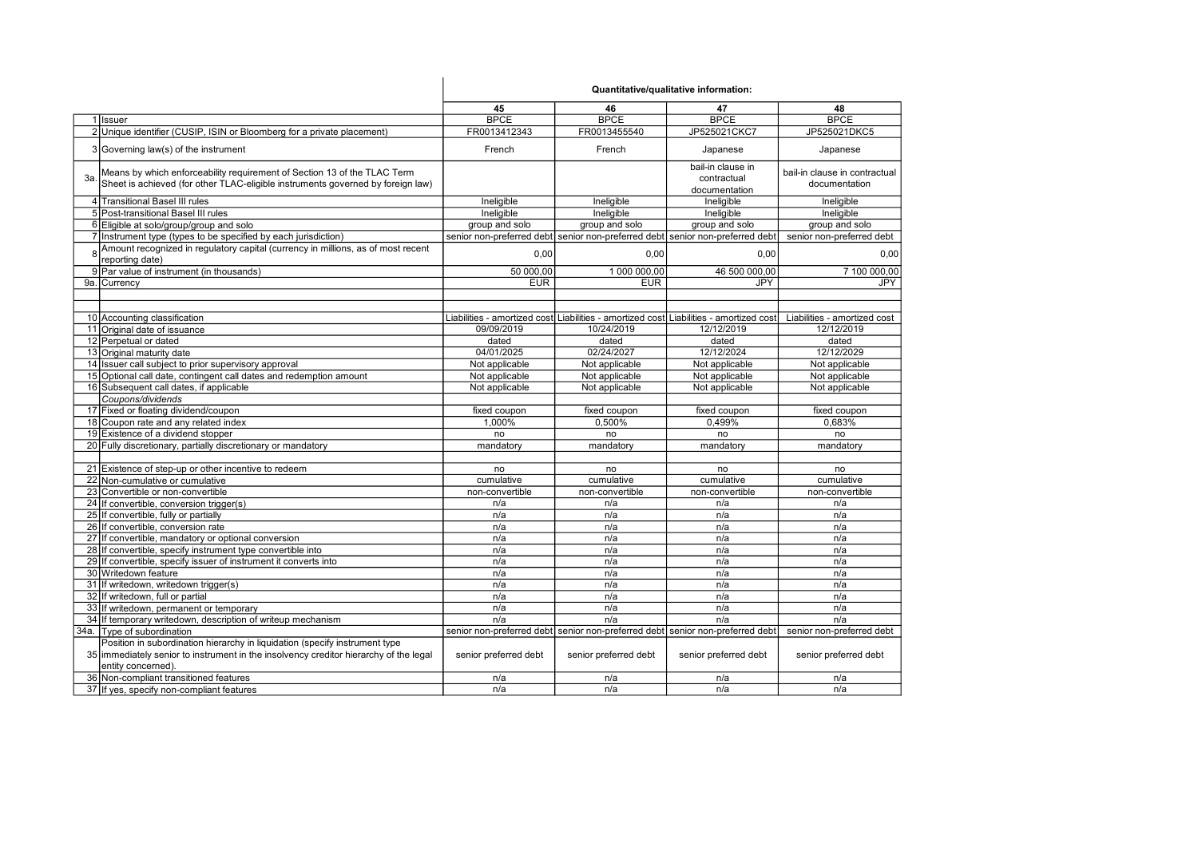| | | Quantitative/qualitative information: | | | |
|---|---|---|---|---|---|
| | | 45 | 46 | 47 | 48 |
| 1 | Issuer | BPCE | BPCE | BPCE | BPCE |
| 2 | Unique identifier (CUSIP, ISIN or Bloomberg for a private placement) | FR0013412343 | FR0013455540 | JP525021CKC7 | JP525021DKC5 |
| 3 | Governing law(s) of the instrument | French | French | Japanese | Japanese |
| 3a. | Means by which enforceability requirement of Section 13 of the TLAC Term Sheet is achieved (for other TLAC-eligible instruments governed by foreign law) | | | bail-in clause in contractual documentation | bail-in clause in contractual documentation |
| 4 | Transitional Basel III rules | Ineligible | Ineligible | Ineligible | Ineligible |
| 5 | Post-transitional Basel III rules | Ineligible | Ineligible | Ineligible | Ineligible |
| 6 | Eligible at solo/group/group and solo | group and solo | group and solo | group and solo | group and solo |
| 7 | Instrument type (types to be specified by each jurisdiction) | senior non-preferred debt | senior non-preferred debt | senior non-preferred debt | senior non-preferred debt |
| 8 | Amount recognized in regulatory capital (currency in millions, as of most recent reporting date) | 0,00 | 0,00 | 0,00 | 0,00 |
| 9 | Par value of instrument (in thousands) | 50 000,00 | 1 000 000,00 | 46 500 000,00 | 7 100 000,00 |
| 9a. | Currency | EUR | EUR | JPY | JPY |
| | | | | | |
| | | | | | |
| 10 | Accounting classification | Liabilities - amortized cost | Liabilities - amortized cost | Liabilities - amortized cost | Liabilities - amortized cost |
| 11 | Original date of issuance | 09/09/2019 | 10/24/2019 | 12/12/2019 | 12/12/2019 |
| 12 | Perpetual or dated | dated | dated | dated | dated |
| 13 | Original maturity date | 04/01/2025 | 02/24/2027 | 12/12/2024 | 12/12/2029 |
| 14 | Issuer call subject to prior supervisory approval | Not applicable | Not applicable | Not applicable | Not applicable |
| 15 | Optional call date, contingent call dates and redemption amount | Not applicable | Not applicable | Not applicable | Not applicable |
| 16 | Subsequent call dates, if applicable | Not applicable | Not applicable | Not applicable | Not applicable |
| | *Coupons/dividends* | | | | |
| 17 | Fixed or floating dividend/coupon | fixed coupon | fixed coupon | fixed coupon | fixed coupon |
| 18 | Coupon rate and any related index | 1,000% | 0,500% | 0,499% | 0,683% |
| 19 | Existence of a dividend stopper | no | no | no | no |
| 20 | Fully discretionary, partially discretionary or mandatory | mandatory | mandatory | mandatory | mandatory |
| | | | | | |
| 21 | Existence of step-up or other incentive to redeem | no | no | no | no |
| 22 | Non-cumulative or cumulative | cumulative | cumulative | cumulative | cumulative |
| 23 | Convertible or non-convertible | non-convertible | non-convertible | non-convertible | non-convertible |
| 24 | If convertible, conversion trigger(s) | n/a | n/a | n/a | n/a |
| 25 | If convertible, fully or partially | n/a | n/a | n/a | n/a |
| 26 | If convertible, conversion rate | n/a | n/a | n/a | n/a |
| 27 | If convertible, mandatory or optional conversion | n/a | n/a | n/a | n/a |
| 28 | If convertible, specify instrument type convertible into | n/a | n/a | n/a | n/a |
| 29 | If convertible, specify issuer of instrument it converts into | n/a | n/a | n/a | n/a |
| 30 | Writedown feature | n/a | n/a | n/a | n/a |
| 31 | If writedown, writedown trigger(s) | n/a | n/a | n/a | n/a |
| 32 | If writedown, full or partial | n/a | n/a | n/a | n/a |
| 33 | If writedown, permanent or temporary | n/a | n/a | n/a | n/a |
| 34 | If temporary writedown, description of writeup mechanism | n/a | n/a | n/a | n/a |
| 34a. | Type of subordination | senior non-preferred debt | senior non-preferred debt | senior non-preferred debt | senior non-preferred debt |
| 35 | Position in subordination hierarchy in liquidation (specify instrument type immediately senior to instrument in the insolvency creditor hierarchy of the legal entity concerned). | senior preferred debt | senior preferred debt | senior preferred debt | senior preferred debt |
| 36 | Non-compliant transitioned features | n/a | n/a | n/a | n/a |
| 37 | If yes, specify non-compliant features | n/a | n/a | n/a | n/a |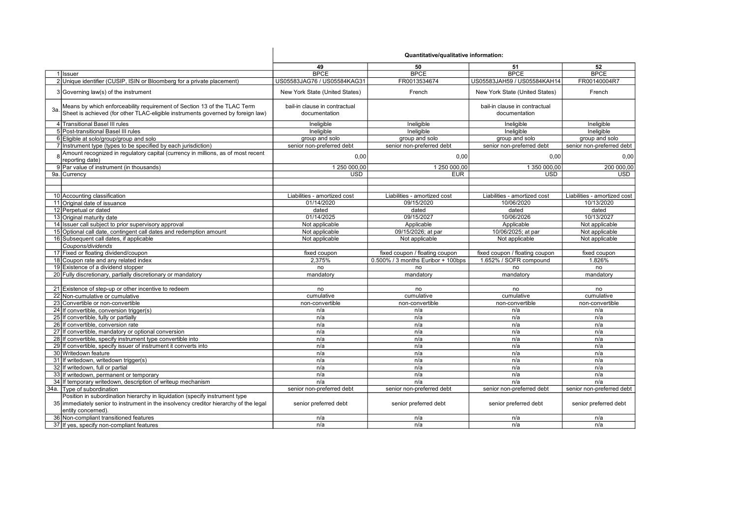| | | Quantitative/qualitative information: | | | |
|---|---|---|---|---|---|
| | | 49 | 50 | 51 | 52 |
| 1 | Issuer | BPCE | BPCE | BPCE | BPCE |
| 2 | Unique identifier (CUSIP, ISIN or Bloomberg for a private placement) | US05583JAG76 / US05584KAG31 | FR0013534674 | US05583JAH59 / US05584KAH14 | FR00140004R7 |
| 3 | Governing law(s) of the instrument | New York State (United States) | French | New York State (United States) | French |
| 3a. | Means by which enforceability requirement of Section 13 of the TLAC Term Sheet is achieved (for other TLAC-eligible instruments governed by foreign law) | bail-in clause in contractual documentation | | bail-in clause in contractual documentation | |
| 4 | Transitional Basel III rules | Ineligible | Ineligible | Ineligible | Ineligible |
| 5 | Post-transitional Basel III rules | Ineligible | Ineligible | Ineligible | Ineligible |
| 6 | Eligible at solo/group/group and solo | group and solo | group and solo | group and solo | group and solo |
| 7 | Instrument type (types to be specified by each jurisdiction) | senior non-preferred debt | senior non-preferred debt | senior non-preferred debt | senior non-preferred debt |
| 8 | Amount recognized in regulatory capital (currency in millions, as of most recent reporting date) | 0,00 | 0,00 | 0,00 | 0,00 |
| 9 | Par value of instrument (in thousands) | 1 250 000,00 | 1 250 000,00 | 1 350 000,00 | 200 000,00 |
| 9a. | Currency | USD | EUR | USD | USD |
| | | | | | |
| | | | | | |
| 10 | Accounting classification | Liabilities - amortized cost | Liabilities - amortized cost | Liabilities - amortized cost | Liabilities - amortized cost |
| 11 | Original date of issuance | 01/14/2020 | 09/15/2020 | 10/06/2020 | 10/13/2020 |
| 12 | Perpetual or dated | dated | dated | dated | dated |
| 13 | Original maturity date | 01/14/2025 | 09/15/2027 | 10/06/2026 | 10/13/2027 |
| 14 | Issuer call subject to prior supervisory approval | Not applicable | Applicable | Applicable | Not applicable |
| 15 | Optional call date, contingent call dates and redemption amount | Not applicable | 09/15/2026; at par | 10/06/2025; at par | Not applicable |
| 16 | Subsequent call dates, if applicable | Not applicable | Not applicable | Not applicable | Not applicable |
| | *Coupons/dividends* | | | | |
| 17 | Fixed or floating dividend/coupon | fixed coupon | fixed coupon / floating coupon | fixed coupon / floating coupon | fixed coupon |
| 18 | Coupon rate and any related index | 2,375% | 0.500% / 3 months Euribor + 100bps | 1.652% / SOFR compound | 1.826% |
| 19 | Existence of a dividend stopper | no | no | no | no |
| 20 | Fully discretionary, partially discretionary or mandatory | mandatory | mandatory | mandatory | mandatory |
| | | | | | |
| 21 | Existence of step-up or other incentive to redeem | no | no | no | no |
| 22 | Non-cumulative or cumulative | cumulative | cumulative | cumulative | cumulative |
| 23 | Convertible or non-convertible | non-convertible | non-convertible | non-convertible | non-convertible |
| 24 | If convertible, conversion trigger(s) | n/a | n/a | n/a | n/a |
| 25 | If convertible, fully or partially | n/a | n/a | n/a | n/a |
| 26 | If convertible, conversion rate | n/a | n/a | n/a | n/a |
| 27 | If convertible, mandatory or optional conversion | n/a | n/a | n/a | n/a |
| 28 | If convertible, specify instrument type convertible into | n/a | n/a | n/a | n/a |
| 29 | If convertible, specify issuer of instrument it converts into | n/a | n/a | n/a | n/a |
| 30 | Writedown feature | n/a | n/a | n/a | n/a |
| 31 | If writedown, writedown trigger(s) | n/a | n/a | n/a | n/a |
| 32 | If writedown, full or partial | n/a | n/a | n/a | n/a |
| 33 | If writedown, permanent or temporary | n/a | n/a | n/a | n/a |
| 34 | If temporary writedown, description of writeup mechanism | n/a | n/a | n/a | n/a |
| 34a. | Type of subordination | senior non-preferred debt | senior non-preferred debt | senior non-preferred debt | senior non-preferred debt |
| 35 | Position in subordination hierarchy in liquidation (specify instrument type immediately senior to instrument in the insolvency creditor hierarchy of the legal entity concerned). | senior preferred debt | senior preferred debt | senior preferred debt | senior preferred debt |
| 36 | Non-compliant transitioned features | n/a | n/a | n/a | n/a |
| 37 | If yes, specify non-compliant features | n/a | n/a | n/a | n/a |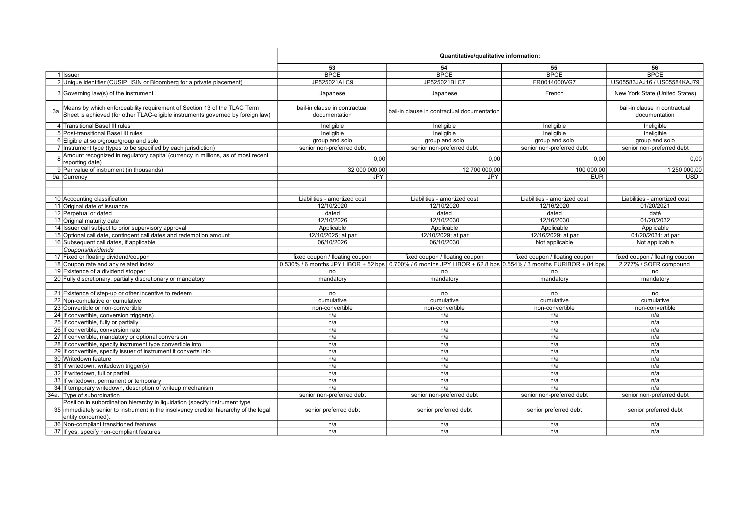| | | Quantitative/qualitative information: | | | |
|---|---|---|---|---|---|
| | | 53 | 54 | 55 | 56 |
| 1 | Issuer | BPCE | BPCE | BPCE | BPCE |
| 2 | Unique identifier (CUSIP, ISIN or Bloomberg for a private placement) | JP525021ALC9 | JP525021BLC7 | FR0014000VG7 | US05583JAJ16 / US05584KAJ79 |
| 3 | Governing law(s) of the instrument | Japanese | Japanese | French | New York State (United States) |
| 3a. | Means by which enforceability requirement of Section 13 of the TLAC Term Sheet is achieved (for other TLAC-eligible instruments governed by foreign law) | bail-in clause in contractual documentation | bail-in clause in contractual documentation | | bail-in clause in contractual documentation |
| 4 | Transitional Basel III rules | Ineligible | Ineligible | Ineligible | Ineligible |
| 5 | Post-transitional Basel III rules | Ineligible | Ineligible | Ineligible | Ineligible |
| 6 | Eligible at solo/group/group and solo | group and solo | group and solo | group and solo | group and solo |
| 7 | Instrument type (types to be specified by each jurisdiction) | senior non-preferred debt | senior non-preferred debt | senior non-preferred debt | senior non-preferred debt |
| 8 | Amount recognized in regulatory capital (currency in millions, as of most recent reporting date) | 0,00 | 0,00 | 0,00 | 0,00 |
| 9 | Par value of instrument (in thousands) | 32 000 000,00 | 12 700 000,00 | 100 000,00 | 1 250 000,00 |
| 9a. | Currency | JPY | JPY | EUR | USD |
| | | | | | |
| | | | | | |
| 10 | Accounting classification | Liabilities - amortized cost | Liabilities - amortized cost | Liabilities - amortized cost | Liabilities - amortized cost |
| 11 | Original date of issuance | 12/10/2020 | 12/10/2020 | 12/16/2020 | 01/20/2021 |
| 12 | Perpetual or dated | dated | dated | dated | daté |
| 13 | Original maturity date | 12/10/2026 | 12/10/2030 | 12/16/2030 | 01/20/2032 |
| 14 | Issuer call subject to prior supervisory approval | Applicable | Applicable | Applicable | Applicable |
| 15 | Optional call date, contingent call dates and redemption amount | 12/10/2025; at par | 12/10/2029; at par | 12/16/2029; at par | 01/20/2031; at par |
| 16 | Subsequent call dates, if applicable | 06/10/2026 | 06/10/2030 | Not applicable | Not applicable |
| | *Coupons/dividends* | | | | |
| 17 | Fixed or floating dividend/coupon | fixed coupon / floating coupon | fixed coupon / floating coupon | fixed coupon / floating coupon | fixed coupon / floating coupon |
| 18 | Coupon rate and any related index | 0.530% / 6 months JPY LIBOR + 52 bps | 0.700% / 6 months JPY LIBOR + 62.8 bps | 0.554% / 3 months EURIBOR + 84 bps | 2.277% / SOFR compound |
| 19 | Existence of a dividend stopper | no | no | no | no |
| 20 | Fully discretionary, partially discretionary or mandatory | mandatory | mandatory | mandatory | mandatory |
| | | | | | |
| 21 | Existence of step-up or other incentive to redeem | no | no | no | no |
| 22 | Non-cumulative or cumulative | cumulative | cumulative | cumulative | cumulative |
| 23 | Convertible or non-convertible | non-convertible | non-convertible | non-convertible | non-convertible |
| 24 | If convertible, conversion trigger(s) | n/a | n/a | n/a | n/a |
| 25 | If convertible, fully or partially | n/a | n/a | n/a | n/a |
| 26 | If convertible, conversion rate | n/a | n/a | n/a | n/a |
| 27 | If convertible, mandatory or optional conversion | n/a | n/a | n/a | n/a |
| 28 | If convertible, specify instrument type convertible into | n/a | n/a | n/a | n/a |
| 29 | If convertible, specify issuer of instrument it converts into | n/a | n/a | n/a | n/a |
| 30 | Writedown feature | n/a | n/a | n/a | n/a |
| 31 | If writedown, writedown trigger(s) | n/a | n/a | n/a | n/a |
| 32 | If writedown, full or partial | n/a | n/a | n/a | n/a |
| 33 | If writedown, permanent or temporary | n/a | n/a | n/a | n/a |
| 34 | If temporary writedown, description of writeup mechanism | n/a | n/a | n/a | n/a |
| 34a. | Type of subordination | senior non-preferred debt | senior non-preferred debt | senior non-preferred debt | senior non-preferred debt |
| 35 | Position in subordination hierarchy in liquidation (specify instrument type immediately senior to instrument in the insolvency creditor hierarchy of the legal entity concerned). | senior preferred debt | senior preferred debt | senior preferred debt | senior preferred debt |
| 36 | Non-compliant transitioned features | n/a | n/a | n/a | n/a |
| 37 | If yes, specify non-compliant features | n/a | n/a | n/a | n/a |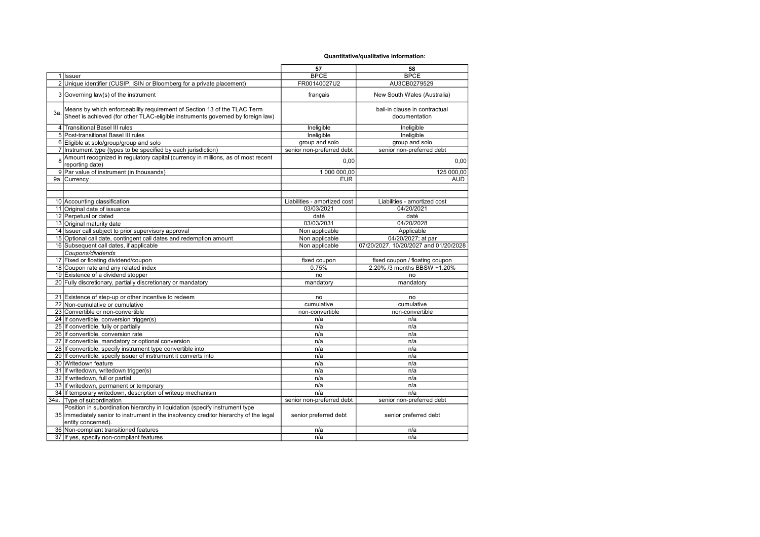**Quantitative/qualitative information:**

| | | 57 | 58 |
|---|---|---|---|
| 1 | Issuer | BPCE | BPCE |
| 2 | Unique identifier (CUSIP, ISIN or Bloomberg for a private placement) | FR00140027U2 | AU3CB0279529 |
| 3 | Governing law(s) of the instrument | français | New South Wales (Australia) |
| 3a. | Means by which enforceability requirement of Section 13 of the TLAC Term Sheet is achieved (for other TLAC-eligible instruments governed by foreign law) | | bail-in clause in contractual documentation |
| 4 | Transitional Basel III rules | Ineligible | Ineligible |
| 5 | Post-transitional Basel III rules | Ineligible | Ineligible |
| 6 | Eligible at solo/group/group and solo | group and solo | group and solo |
| 7 | Instrument type (types to be specified by each jurisdiction) | senior non-preferred debt | senior non-preferred debt |
| 8 | Amount recognized in regulatory capital (currency in millions, as of most recent reporting date) | 0,00 | 0,00 |
| 9 | Par value of instrument (in thousands) | 1 000 000,00 | 125 000,00 |
| 9a. | Currency | EUR | AUD |
| | | | |
| | | | |
| 10 | Accounting classification | Liabilities - amortized cost | Liabilities - amortized cost |
| 11 | Original date of issuance | 03/03/2021 | 04/20/2021 |
| 12 | Perpetual or dated | daté | daté |
| 13 | Original maturity date | 03/03/2031 | 04/20/2028 |
| 14 | Issuer call subject to prior supervisory approval | Non applicable | Applicable |
| 15 | Optional call date, contingent call dates and redemption amount | Non applicable | 04/20/2027; at par |
| 16 | Subsequent call dates, if applicable | Non applicable | 07/20/2027, 10/20/2027 and 01/20/2028 |
| | *Coupons/dividends* | | |
| 17 | Fixed or floating dividend/coupon | fixed coupon | fixed coupon / floating coupon |
| 18 | Coupon rate and any related index | 0.75% | 2.20% /3 months BBSW +1.20% |
| 19 | Existence of a dividend stopper | no | no |
| 20 | Fully discretionary, partially discretionary or mandatory | mandatory | mandatory |
| | | | |
| 21 | Existence of step-up or other incentive to redeem | no | no |
| 22 | Non-cumulative or cumulative | cumulative | cumulative |
| 23 | Convertible or non-convertible | non-convertible | non-convertible |
| 24 | If convertible, conversion trigger(s) | n/a | n/a |
| 25 | If convertible, fully or partially | n/a | n/a |
| 26 | If convertible, conversion rate | n/a | n/a |
| 27 | If convertible, mandatory or optional conversion | n/a | n/a |
| 28 | If convertible, specify instrument type convertible into | n/a | n/a |
| 29 | If convertible, specify issuer of instrument it converts into | n/a | n/a |
| 30 | Writedown feature | n/a | n/a |
| 31 | If writedown, writedown trigger(s) | n/a | n/a |
| 32 | If writedown, full or partial | n/a | n/a |
| 33 | If writedown, permanent or temporary | n/a | n/a |
| 34 | If temporary writedown, description of writeup mechanism | n/a | n/a |
| 34a. | Type of subordination | senior non-preferred debt | senior non-preferred debt |
| 35 | Position in subordination hierarchy in liquidation (specify instrument type immediately senior to instrument in the insolvency creditor hierarchy of the legal entity concerned). | senior preferred debt | senior preferred debt |
| 36 | Non-compliant transitioned features | n/a | n/a |
| 37 | If yes, specify non-compliant features | n/a | n/a |